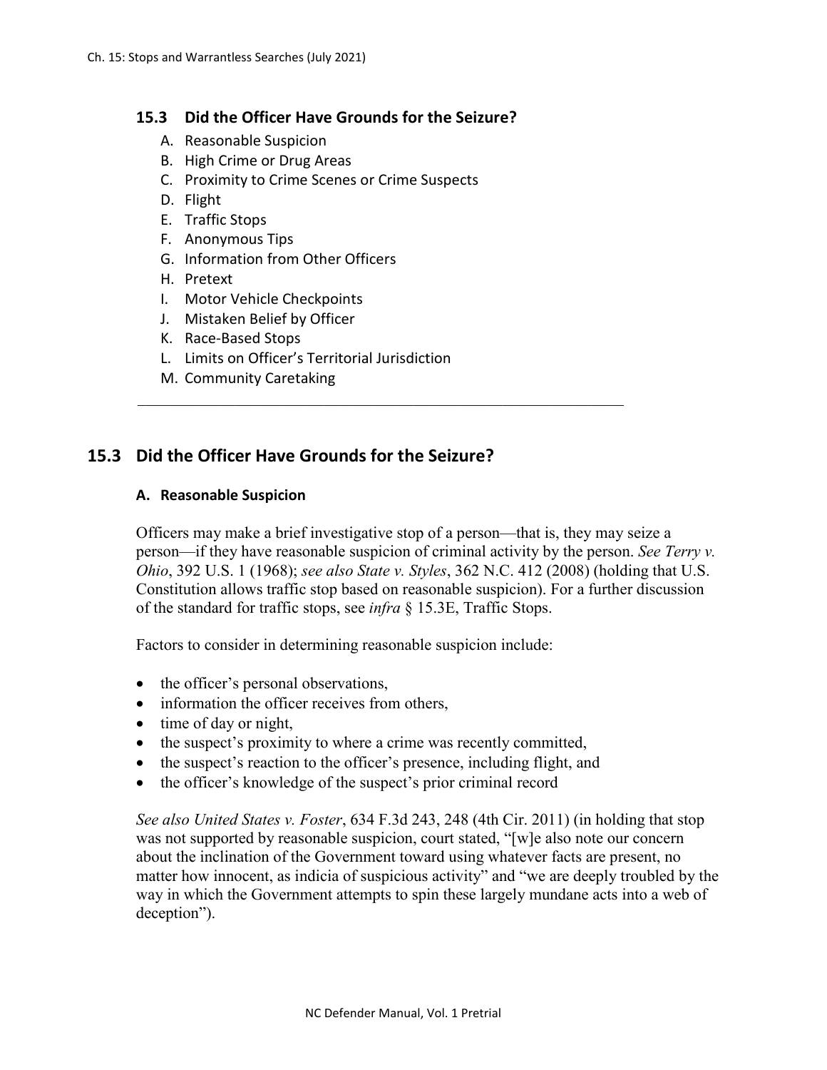## 15.3 Did the Officer Have Grounds for the Seizure?

A. Reasonable Suspicion
B. High Crime or Drug Areas
C. Proximity to Crime Scenes or Crime Suspects
D. Flight
E. Traffic Stops
F. Anonymous Tips
G. Information from Other Officers
H. Pretext
I. Motor Vehicle Checkpoints
J. Mistaken Belief by Officer
K. Race-Based Stops
L. Limits on Officer's Territorial Jurisdiction
M. Community Caretaking

---

## 15.3 Did the Officer Have Grounds for the Seizure?

### A. Reasonable Suspicion

Officers may make a brief investigative stop of a person—that is, they may seize a person—if they have reasonable suspicion of criminal activity by the person. *See Terry v. Ohio*, 392 U.S. 1 (1968); *see also State v. Styles*, 362 N.C. 412 (2008) (holding that U.S. Constitution allows traffic stop based on reasonable suspicion). For a further discussion of the standard for traffic stops, see *infra* § 15.3E, Traffic Stops.

Factors to consider in determining reasonable suspicion include:

- the officer's personal observations,
- information the officer receives from others,
- time of day or night,
- the suspect's proximity to where a crime was recently committed,
- the suspect's reaction to the officer's presence, including flight, and
- the officer's knowledge of the suspect's prior criminal record

*See also United States v. Foster*, 634 F.3d 243, 248 (4th Cir. 2011) (in holding that stop was not supported by reasonable suspicion, court stated, "[w]e also note our concern about the inclination of the Government toward using whatever facts are present, no matter how innocent, as indicia of suspicious activity" and "we are deeply troubled by the way in which the Government attempts to spin these largely mundane acts into a web of deception").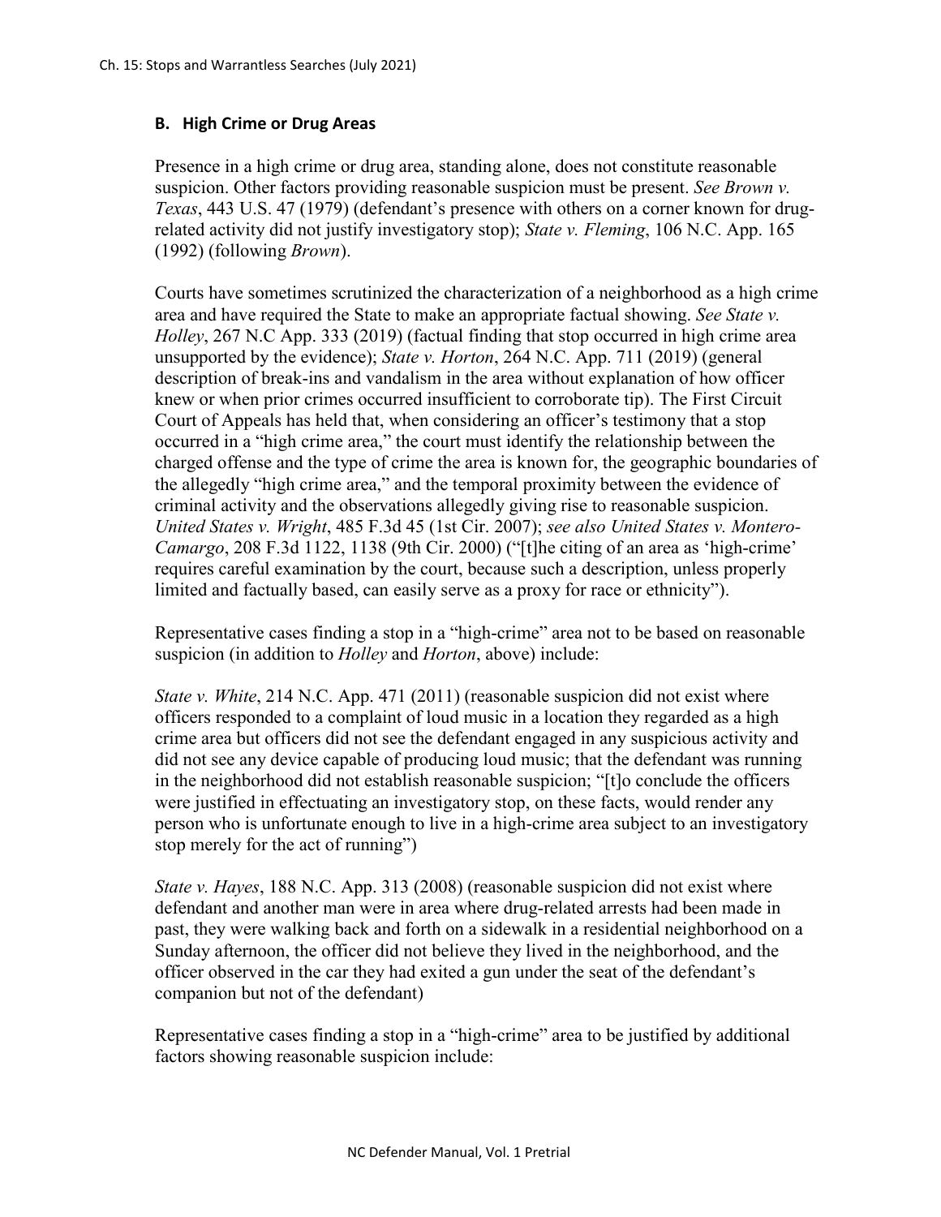### B. High Crime or Drug Areas

Presence in a high crime or drug area, standing alone, does not constitute reasonable suspicion. Other factors providing reasonable suspicion must be present. *See Brown v. Texas*, 443 U.S. 47 (1979) (defendant's presence with others on a corner known for drug-related activity did not justify investigatory stop); *State v. Fleming*, 106 N.C. App. 165 (1992) (following *Brown*).

Courts have sometimes scrutinized the characterization of a neighborhood as a high crime area and have required the State to make an appropriate factual showing. *See State v. Holley*, 267 N.C App. 333 (2019) (factual finding that stop occurred in high crime area unsupported by the evidence); *State v. Horton*, 264 N.C. App. 711 (2019) (general description of break-ins and vandalism in the area without explanation of how officer knew or when prior crimes occurred insufficient to corroborate tip). The First Circuit Court of Appeals has held that, when considering an officer's testimony that a stop occurred in a "high crime area," the court must identify the relationship between the charged offense and the type of crime the area is known for, the geographic boundaries of the allegedly "high crime area," and the temporal proximity between the evidence of criminal activity and the observations allegedly giving rise to reasonable suspicion. *United States v. Wright*, 485 F.3d 45 (1st Cir. 2007); *see also United States v. Montero-Camargo*, 208 F.3d 1122, 1138 (9th Cir. 2000) ("[t]he citing of an area as 'high-crime' requires careful examination by the court, because such a description, unless properly limited and factually based, can easily serve as a proxy for race or ethnicity").

Representative cases finding a stop in a "high-crime" area not to be based on reasonable suspicion (in addition to *Holley* and *Horton*, above) include:

*State v. White*, 214 N.C. App. 471 (2011) (reasonable suspicion did not exist where officers responded to a complaint of loud music in a location they regarded as a high crime area but officers did not see the defendant engaged in any suspicious activity and did not see any device capable of producing loud music; that the defendant was running in the neighborhood did not establish reasonable suspicion; "[t]o conclude the officers were justified in effectuating an investigatory stop, on these facts, would render any person who is unfortunate enough to live in a high-crime area subject to an investigatory stop merely for the act of running")

*State v. Hayes*, 188 N.C. App. 313 (2008) (reasonable suspicion did not exist where defendant and another man were in area where drug-related arrests had been made in past, they were walking back and forth on a sidewalk in a residential neighborhood on a Sunday afternoon, the officer did not believe they lived in the neighborhood, and the officer observed in the car they had exited a gun under the seat of the defendant's companion but not of the defendant)

Representative cases finding a stop in a "high-crime" area to be justified by additional factors showing reasonable suspicion include: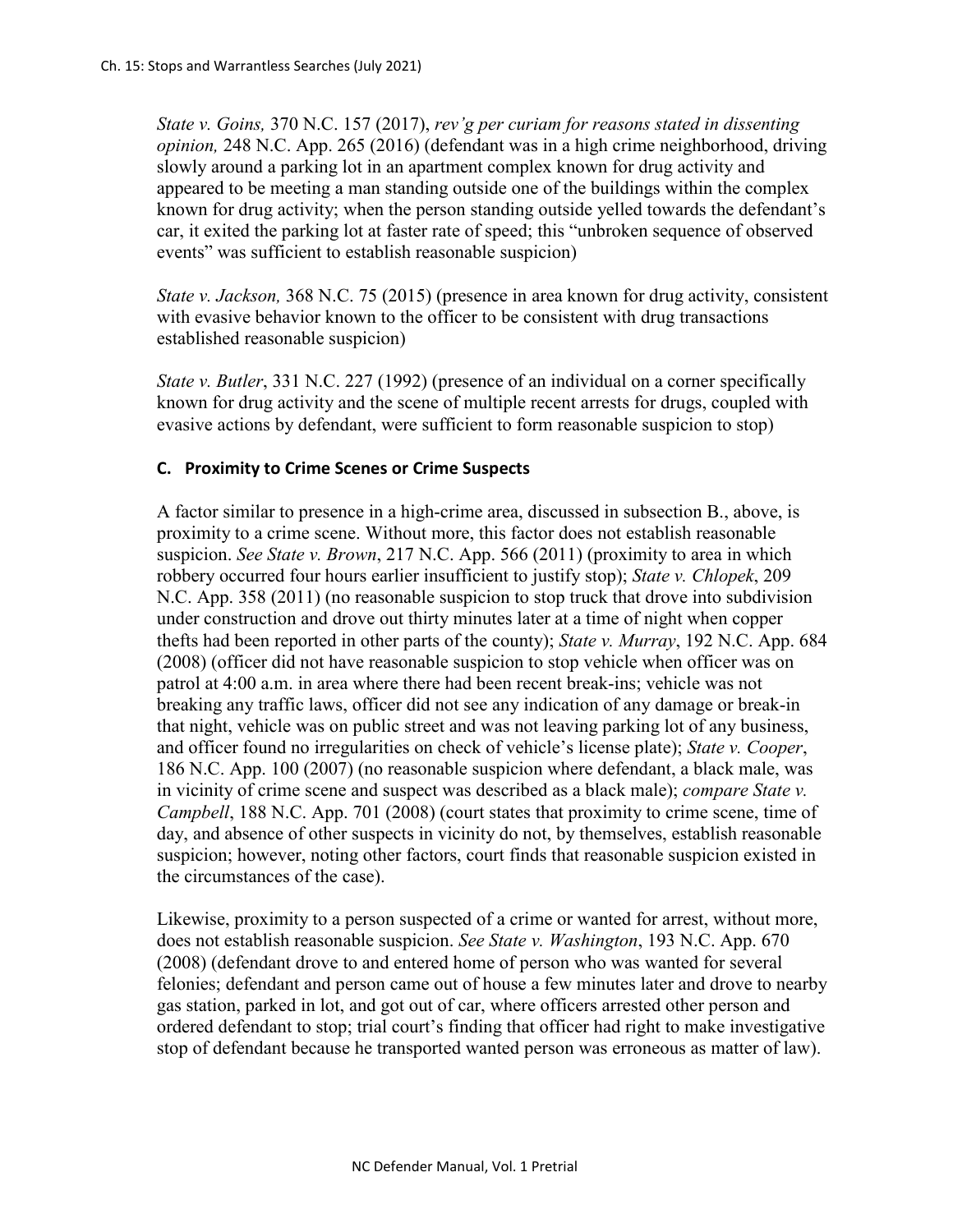*State v. Goins,* 370 N.C. 157 (2017), *rev'g per curiam for reasons stated in dissenting opinion,* 248 N.C. App. 265 (2016) (defendant was in a high crime neighborhood, driving slowly around a parking lot in an apartment complex known for drug activity and appeared to be meeting a man standing outside one of the buildings within the complex known for drug activity; when the person standing outside yelled towards the defendant's car, it exited the parking lot at faster rate of speed; this "unbroken sequence of observed events" was sufficient to establish reasonable suspicion)

*State v. Jackson,* 368 N.C. 75 (2015) (presence in area known for drug activity, consistent with evasive behavior known to the officer to be consistent with drug transactions established reasonable suspicion)

*State v. Butler*, 331 N.C. 227 (1992) (presence of an individual on a corner specifically known for drug activity and the scene of multiple recent arrests for drugs, coupled with evasive actions by defendant, were sufficient to form reasonable suspicion to stop)

### C. Proximity to Crime Scenes or Crime Suspects

A factor similar to presence in a high-crime area, discussed in subsection B., above, is proximity to a crime scene. Without more, this factor does not establish reasonable suspicion. *See State v. Brown*, 217 N.C. App. 566 (2011) (proximity to area in which robbery occurred four hours earlier insufficient to justify stop); *State v. Chlopek*, 209 N.C. App. 358 (2011) (no reasonable suspicion to stop truck that drove into subdivision under construction and drove out thirty minutes later at a time of night when copper thefts had been reported in other parts of the county); *State v. Murray*, 192 N.C. App. 684 (2008) (officer did not have reasonable suspicion to stop vehicle when officer was on patrol at 4:00 a.m. in area where there had been recent break-ins; vehicle was not breaking any traffic laws, officer did not see any indication of any damage or break-in that night, vehicle was on public street and was not leaving parking lot of any business, and officer found no irregularities on check of vehicle's license plate); *State v. Cooper*, 186 N.C. App. 100 (2007) (no reasonable suspicion where defendant, a black male, was in vicinity of crime scene and suspect was described as a black male); *compare State v. Campbell*, 188 N.C. App. 701 (2008) (court states that proximity to crime scene, time of day, and absence of other suspects in vicinity do not, by themselves, establish reasonable suspicion; however, noting other factors, court finds that reasonable suspicion existed in the circumstances of the case).

Likewise, proximity to a person suspected of a crime or wanted for arrest, without more, does not establish reasonable suspicion. *See State v. Washington*, 193 N.C. App. 670 (2008) (defendant drove to and entered home of person who was wanted for several felonies; defendant and person came out of house a few minutes later and drove to nearby gas station, parked in lot, and got out of car, where officers arrested other person and ordered defendant to stop; trial court's finding that officer had right to make investigative stop of defendant because he transported wanted person was erroneous as matter of law).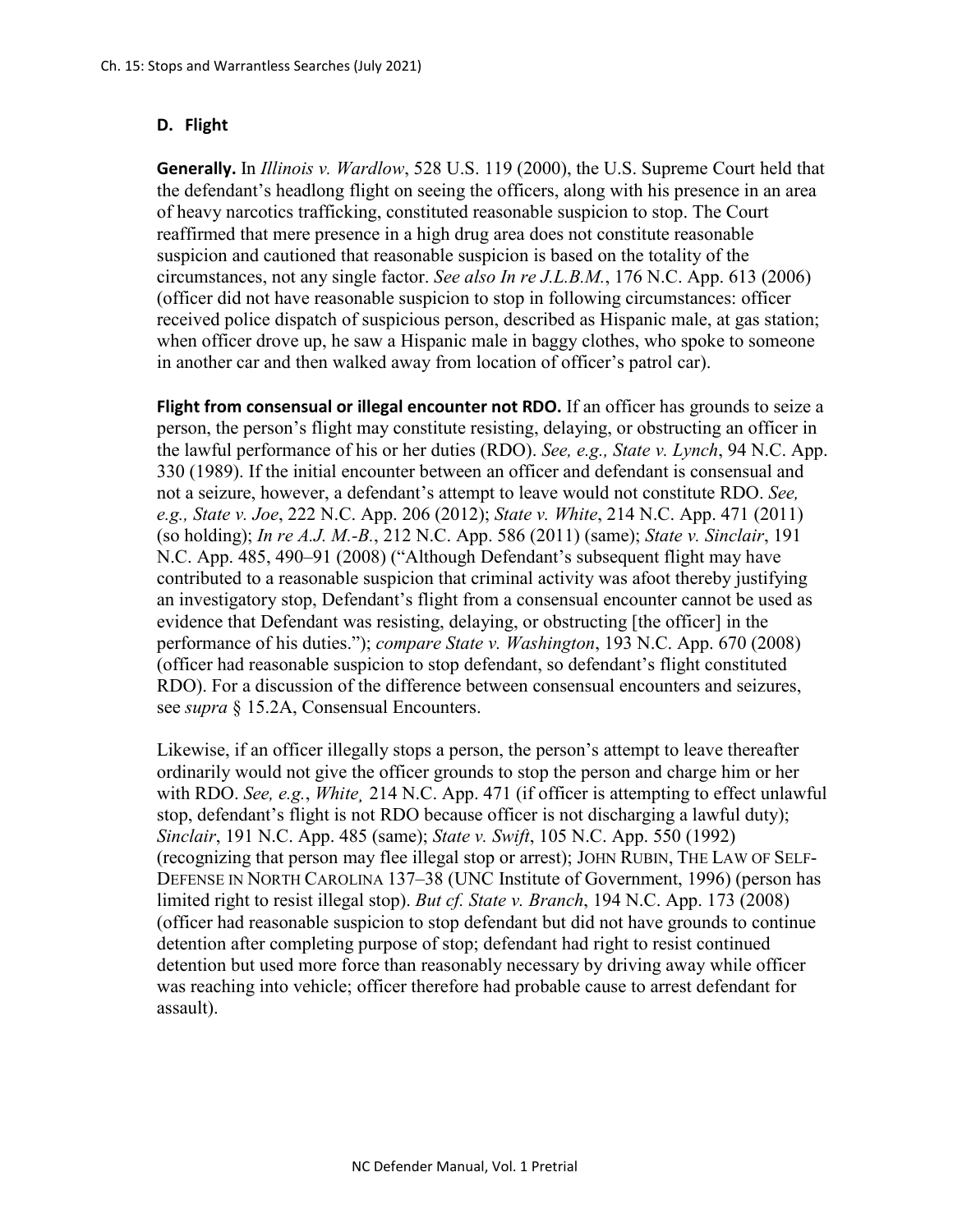## D. Flight

**Generally.** In *Illinois v. Wardlow*, 528 U.S. 119 (2000), the U.S. Supreme Court held that the defendant's headlong flight on seeing the officers, along with his presence in an area of heavy narcotics trafficking, constituted reasonable suspicion to stop. The Court reaffirmed that mere presence in a high drug area does not constitute reasonable suspicion and cautioned that reasonable suspicion is based on the totality of the circumstances, not any single factor. *See also In re J.L.B.M.*, 176 N.C. App. 613 (2006) (officer did not have reasonable suspicion to stop in following circumstances: officer received police dispatch of suspicious person, described as Hispanic male, at gas station; when officer drove up, he saw a Hispanic male in baggy clothes, who spoke to someone in another car and then walked away from location of officer's patrol car).

**Flight from consensual or illegal encounter not RDO.** If an officer has grounds to seize a person, the person's flight may constitute resisting, delaying, or obstructing an officer in the lawful performance of his or her duties (RDO). *See, e.g., State v. Lynch*, 94 N.C. App. 330 (1989). If the initial encounter between an officer and defendant is consensual and not a seizure, however, a defendant's attempt to leave would not constitute RDO. *See, e.g., State v. Joe*, 222 N.C. App. 206 (2012); *State v. White*, 214 N.C. App. 471 (2011) (so holding); *In re A.J. M.-B.*, 212 N.C. App. 586 (2011) (same); *State v. Sinclair*, 191 N.C. App. 485, 490–91 (2008) ("Although Defendant's subsequent flight may have contributed to a reasonable suspicion that criminal activity was afoot thereby justifying an investigatory stop, Defendant's flight from a consensual encounter cannot be used as evidence that Defendant was resisting, delaying, or obstructing [the officer] in the performance of his duties."); *compare State v. Washington*, 193 N.C. App. 670 (2008) (officer had reasonable suspicion to stop defendant, so defendant's flight constituted RDO). For a discussion of the difference between consensual encounters and seizures, see *supra* § 15.2A, Consensual Encounters.

Likewise, if an officer illegally stops a person, the person's attempt to leave thereafter ordinarily would not give the officer grounds to stop the person and charge him or her with RDO. *See, e.g.*, *White*¸ 214 N.C. App. 471 (if officer is attempting to effect unlawful stop, defendant's flight is not RDO because officer is not discharging a lawful duty); *Sinclair*, 191 N.C. App. 485 (same); *State v. Swift*, 105 N.C. App. 550 (1992) (recognizing that person may flee illegal stop or arrest); JOHN RUBIN, THE LAW OF SELF-DEFENSE IN NORTH CAROLINA 137–38 (UNC Institute of Government, 1996) (person has limited right to resist illegal stop). *But cf. State v. Branch*, 194 N.C. App. 173 (2008) (officer had reasonable suspicion to stop defendant but did not have grounds to continue detention after completing purpose of stop; defendant had right to resist continued detention but used more force than reasonably necessary by driving away while officer was reaching into vehicle; officer therefore had probable cause to arrest defendant for assault).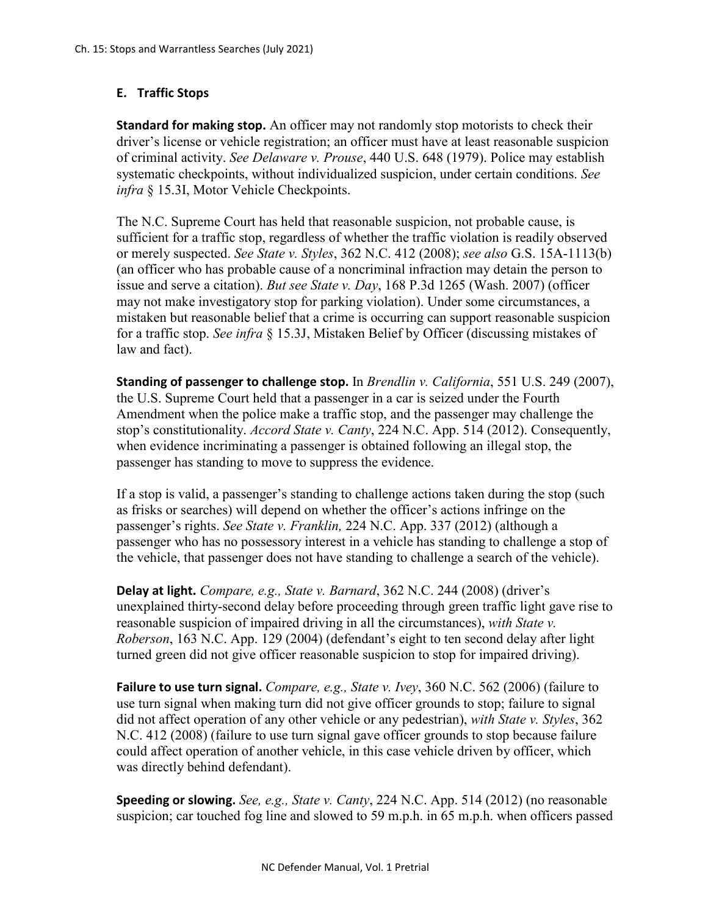## E. Traffic Stops

**Standard for making stop.** An officer may not randomly stop motorists to check their driver's license or vehicle registration; an officer must have at least reasonable suspicion of criminal activity. *See Delaware v. Prouse*, 440 U.S. 648 (1979). Police may establish systematic checkpoints, without individualized suspicion, under certain conditions. *See infra* § 15.3I, Motor Vehicle Checkpoints.

The N.C. Supreme Court has held that reasonable suspicion, not probable cause, is sufficient for a traffic stop, regardless of whether the traffic violation is readily observed or merely suspected. *See State v. Styles*, 362 N.C. 412 (2008); *see also* G.S. 15A-1113(b) (an officer who has probable cause of a noncriminal infraction may detain the person to issue and serve a citation). *But see State v. Day*, 168 P.3d 1265 (Wash. 2007) (officer may not make investigatory stop for parking violation). Under some circumstances, a mistaken but reasonable belief that a crime is occurring can support reasonable suspicion for a traffic stop. *See infra* § 15.3J, Mistaken Belief by Officer (discussing mistakes of law and fact).

**Standing of passenger to challenge stop.** In *Brendlin v. California*, 551 U.S. 249 (2007), the U.S. Supreme Court held that a passenger in a car is seized under the Fourth Amendment when the police make a traffic stop, and the passenger may challenge the stop's constitutionality. *Accord State v. Canty*, 224 N.C. App. 514 (2012). Consequently, when evidence incriminating a passenger is obtained following an illegal stop, the passenger has standing to move to suppress the evidence.

If a stop is valid, a passenger's standing to challenge actions taken during the stop (such as frisks or searches) will depend on whether the officer's actions infringe on the passenger's rights. *See State v. Franklin,* 224 N.C. App. 337 (2012) (although a passenger who has no possessory interest in a vehicle has standing to challenge a stop of the vehicle, that passenger does not have standing to challenge a search of the vehicle).

**Delay at light.** *Compare, e.g., State v. Barnard*, 362 N.C. 244 (2008) (driver's unexplained thirty-second delay before proceeding through green traffic light gave rise to reasonable suspicion of impaired driving in all the circumstances), *with State v. Roberson*, 163 N.C. App. 129 (2004) (defendant's eight to ten second delay after light turned green did not give officer reasonable suspicion to stop for impaired driving).

**Failure to use turn signal.** *Compare, e.g., State v. Ivey*, 360 N.C. 562 (2006) (failure to use turn signal when making turn did not give officer grounds to stop; failure to signal did not affect operation of any other vehicle or any pedestrian), *with State v. Styles*, 362 N.C. 412 (2008) (failure to use turn signal gave officer grounds to stop because failure could affect operation of another vehicle, in this case vehicle driven by officer, which was directly behind defendant).

**Speeding or slowing.** *See, e.g., State v. Canty*, 224 N.C. App. 514 (2012) (no reasonable suspicion; car touched fog line and slowed to 59 m.p.h. in 65 m.p.h. when officers passed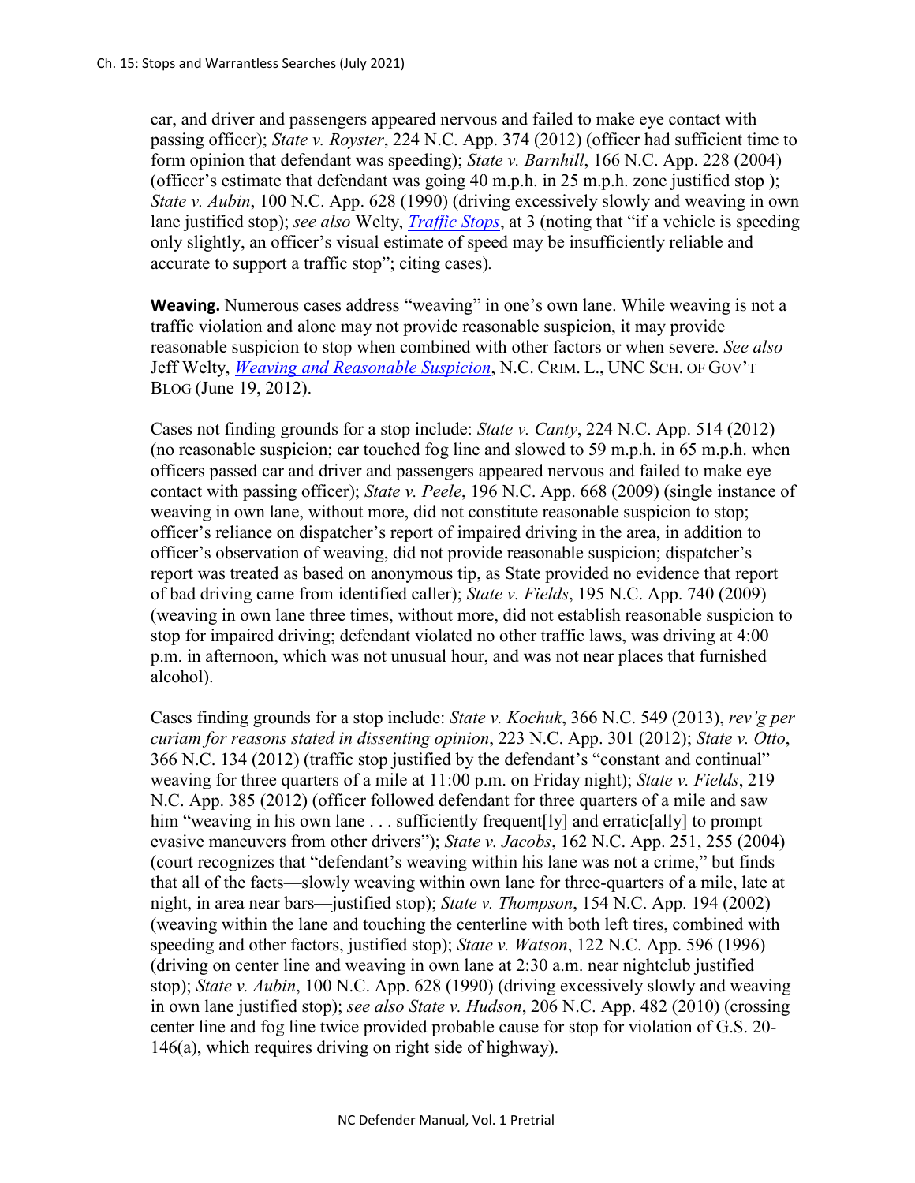car, and driver and passengers appeared nervous and failed to make eye contact with passing officer); *State v. Royster*, 224 N.C. App. 374 (2012) (officer had sufficient time to form opinion that defendant was speeding); *State v. Barnhill*, 166 N.C. App. 228 (2004) (officer's estimate that defendant was going 40 m.p.h. in 25 m.p.h. zone justified stop ); *State v. Aubin*, 100 N.C. App. 628 (1990) (driving excessively slowly and weaving in own lane justified stop); *see also* Welty, *Traffic Stops*, at 3 (noting that "if a vehicle is speeding only slightly, an officer's visual estimate of speed may be insufficiently reliable and accurate to support a traffic stop"; citing cases).

**Weaving.** Numerous cases address "weaving" in one's own lane. While weaving is not a traffic violation and alone may not provide reasonable suspicion, it may provide reasonable suspicion to stop when combined with other factors or when severe. *See also* Jeff Welty, *Weaving and Reasonable Suspicion*, N.C. CRIM. L., UNC SCH. OF GOV'T BLOG (June 19, 2012).

Cases not finding grounds for a stop include: *State v. Canty*, 224 N.C. App. 514 (2012) (no reasonable suspicion; car touched fog line and slowed to 59 m.p.h. in 65 m.p.h. when officers passed car and driver and passengers appeared nervous and failed to make eye contact with passing officer); *State v. Peele*, 196 N.C. App. 668 (2009) (single instance of weaving in own lane, without more, did not constitute reasonable suspicion to stop; officer's reliance on dispatcher's report of impaired driving in the area, in addition to officer's observation of weaving, did not provide reasonable suspicion; dispatcher's report was treated as based on anonymous tip, as State provided no evidence that report of bad driving came from identified caller); *State v. Fields*, 195 N.C. App. 740 (2009) (weaving in own lane three times, without more, did not establish reasonable suspicion to stop for impaired driving; defendant violated no other traffic laws, was driving at 4:00 p.m. in afternoon, which was not unusual hour, and was not near places that furnished alcohol).

Cases finding grounds for a stop include: *State v. Kochuk*, 366 N.C. 549 (2013), *rev'g per curiam for reasons stated in dissenting opinion*, 223 N.C. App. 301 (2012); *State v. Otto*, 366 N.C. 134 (2012) (traffic stop justified by the defendant's "constant and continual" weaving for three quarters of a mile at 11:00 p.m. on Friday night); *State v. Fields*, 219 N.C. App. 385 (2012) (officer followed defendant for three quarters of a mile and saw him "weaving in his own lane . . . sufficiently frequent[ly] and erratic[ally] to prompt evasive maneuvers from other drivers"); *State v. Jacobs*, 162 N.C. App. 251, 255 (2004) (court recognizes that "defendant's weaving within his lane was not a crime," but finds that all of the facts—slowly weaving within own lane for three-quarters of a mile, late at night, in area near bars—justified stop); *State v. Thompson*, 154 N.C. App. 194 (2002) (weaving within the lane and touching the centerline with both left tires, combined with speeding and other factors, justified stop); *State v. Watson*, 122 N.C. App. 596 (1996) (driving on center line and weaving in own lane at 2:30 a.m. near nightclub justified stop); *State v. Aubin*, 100 N.C. App. 628 (1990) (driving excessively slowly and weaving in own lane justified stop); *see also State v. Hudson*, 206 N.C. App. 482 (2010) (crossing center line and fog line twice provided probable cause for stop for violation of G.S. 20-146(a), which requires driving on right side of highway).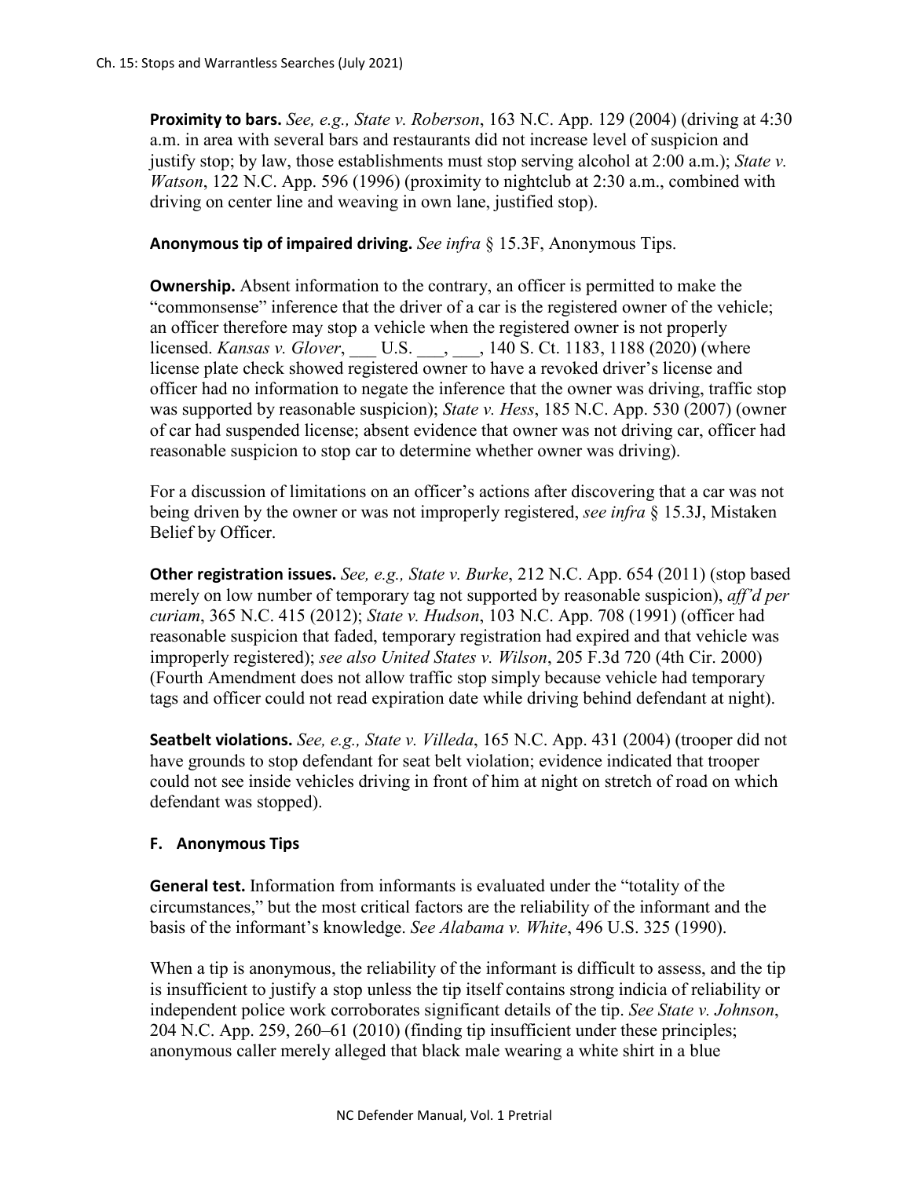**Proximity to bars.** *See, e.g., State v. Roberson*, 163 N.C. App. 129 (2004) (driving at 4:30 a.m. in area with several bars and restaurants did not increase level of suspicion and justify stop; by law, those establishments must stop serving alcohol at 2:00 a.m.); *State v. Watson*, 122 N.C. App. 596 (1996) (proximity to nightclub at 2:30 a.m., combined with driving on center line and weaving in own lane, justified stop).

**Anonymous tip of impaired driving.** *See infra* § 15.3F, Anonymous Tips.

**Ownership.** Absent information to the contrary, an officer is permitted to make the "commonsense" inference that the driver of a car is the registered owner of the vehicle; an officer therefore may stop a vehicle when the registered owner is not properly licensed. *Kansas v. Glover*, ___ U.S. ___, ___, 140 S. Ct. 1183, 1188 (2020) (where license plate check showed registered owner to have a revoked driver's license and officer had no information to negate the inference that the owner was driving, traffic stop was supported by reasonable suspicion); *State v. Hess*, 185 N.C. App. 530 (2007) (owner of car had suspended license; absent evidence that owner was not driving car, officer had reasonable suspicion to stop car to determine whether owner was driving).

For a discussion of limitations on an officer's actions after discovering that a car was not being driven by the owner or was not improperly registered, *see infra* § 15.3J, Mistaken Belief by Officer.

**Other registration issues.** *See, e.g., State v. Burke*, 212 N.C. App. 654 (2011) (stop based merely on low number of temporary tag not supported by reasonable suspicion), *aff'd per curiam*, 365 N.C. 415 (2012); *State v. Hudson*, 103 N.C. App. 708 (1991) (officer had reasonable suspicion that faded, temporary registration had expired and that vehicle was improperly registered); *see also United States v. Wilson*, 205 F.3d 720 (4th Cir. 2000) (Fourth Amendment does not allow traffic stop simply because vehicle had temporary tags and officer could not read expiration date while driving behind defendant at night).

**Seatbelt violations.** *See, e.g., State v. Villeda*, 165 N.C. App. 431 (2004) (trooper did not have grounds to stop defendant for seat belt violation; evidence indicated that trooper could not see inside vehicles driving in front of him at night on stretch of road on which defendant was stopped).

### F. Anonymous Tips

**General test.** Information from informants is evaluated under the "totality of the circumstances," but the most critical factors are the reliability of the informant and the basis of the informant's knowledge. *See Alabama v. White*, 496 U.S. 325 (1990).

When a tip is anonymous, the reliability of the informant is difficult to assess, and the tip is insufficient to justify a stop unless the tip itself contains strong indicia of reliability or independent police work corroborates significant details of the tip. *See State v. Johnson*, 204 N.C. App. 259, 260–61 (2010) (finding tip insufficient under these principles; anonymous caller merely alleged that black male wearing a white shirt in a blue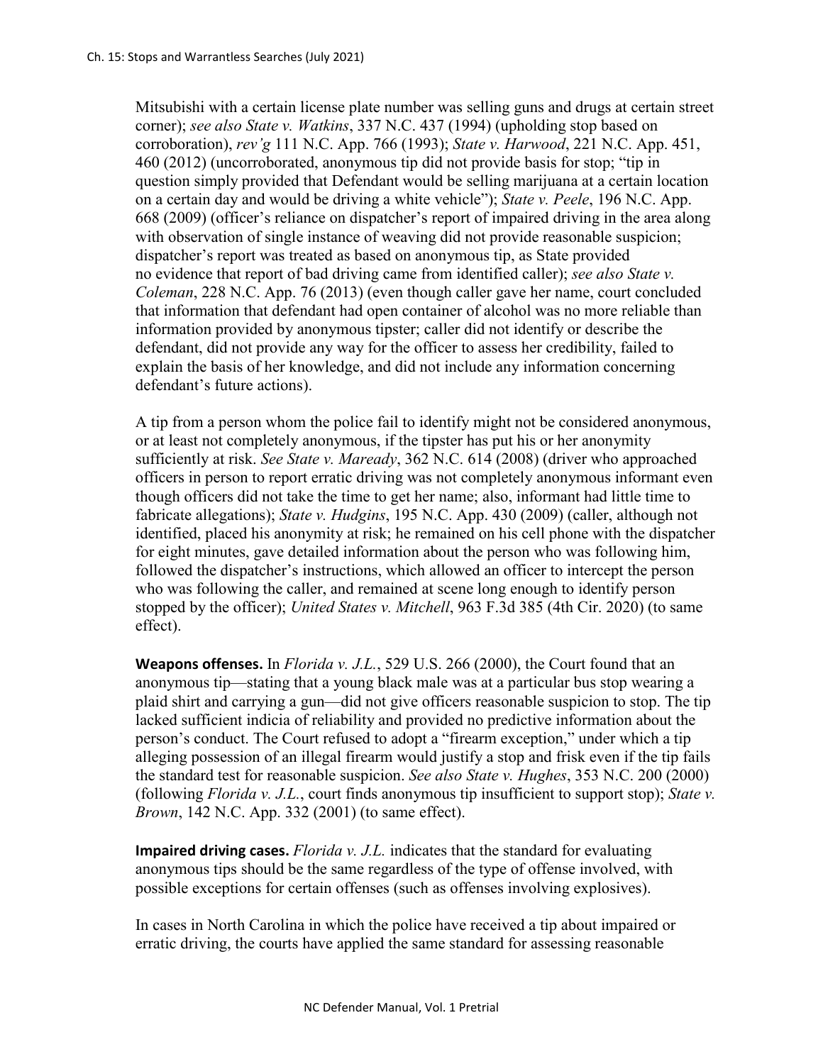Mitsubishi with a certain license plate number was selling guns and drugs at certain street corner); *see also State v. Watkins*, 337 N.C. 437 (1994) (upholding stop based on corroboration), *rev'g* 111 N.C. App. 766 (1993); *State v. Harwood*, 221 N.C. App. 451, 460 (2012) (uncorroborated, anonymous tip did not provide basis for stop; "tip in question simply provided that Defendant would be selling marijuana at a certain location on a certain day and would be driving a white vehicle"); *State v. Peele*, 196 N.C. App. 668 (2009) (officer's reliance on dispatcher's report of impaired driving in the area along with observation of single instance of weaving did not provide reasonable suspicion; dispatcher's report was treated as based on anonymous tip, as State provided no evidence that report of bad driving came from identified caller); *see also State v. Coleman*, 228 N.C. App. 76 (2013) (even though caller gave her name, court concluded that information that defendant had open container of alcohol was no more reliable than information provided by anonymous tipster; caller did not identify or describe the defendant, did not provide any way for the officer to assess her credibility, failed to explain the basis of her knowledge, and did not include any information concerning defendant's future actions).

A tip from a person whom the police fail to identify might not be considered anonymous, or at least not completely anonymous, if the tipster has put his or her anonymity sufficiently at risk. *See State v. Maready*, 362 N.C. 614 (2008) (driver who approached officers in person to report erratic driving was not completely anonymous informant even though officers did not take the time to get her name; also, informant had little time to fabricate allegations); *State v. Hudgins*, 195 N.C. App. 430 (2009) (caller, although not identified, placed his anonymity at risk; he remained on his cell phone with the dispatcher for eight minutes, gave detailed information about the person who was following him, followed the dispatcher's instructions, which allowed an officer to intercept the person who was following the caller, and remained at scene long enough to identify person stopped by the officer); *United States v. Mitchell*, 963 F.3d 385 (4th Cir. 2020) (to same effect).

**Weapons offenses.** In *Florida v. J.L.*, 529 U.S. 266 (2000), the Court found that an anonymous tip—stating that a young black male was at a particular bus stop wearing a plaid shirt and carrying a gun—did not give officers reasonable suspicion to stop. The tip lacked sufficient indicia of reliability and provided no predictive information about the person's conduct. The Court refused to adopt a "firearm exception," under which a tip alleging possession of an illegal firearm would justify a stop and frisk even if the tip fails the standard test for reasonable suspicion. *See also State v. Hughes*, 353 N.C. 200 (2000) (following *Florida v. J.L.*, court finds anonymous tip insufficient to support stop); *State v. Brown*, 142 N.C. App. 332 (2001) (to same effect).

**Impaired driving cases.** *Florida v. J.L.* indicates that the standard for evaluating anonymous tips should be the same regardless of the type of offense involved, with possible exceptions for certain offenses (such as offenses involving explosives).

In cases in North Carolina in which the police have received a tip about impaired or erratic driving, the courts have applied the same standard for assessing reasonable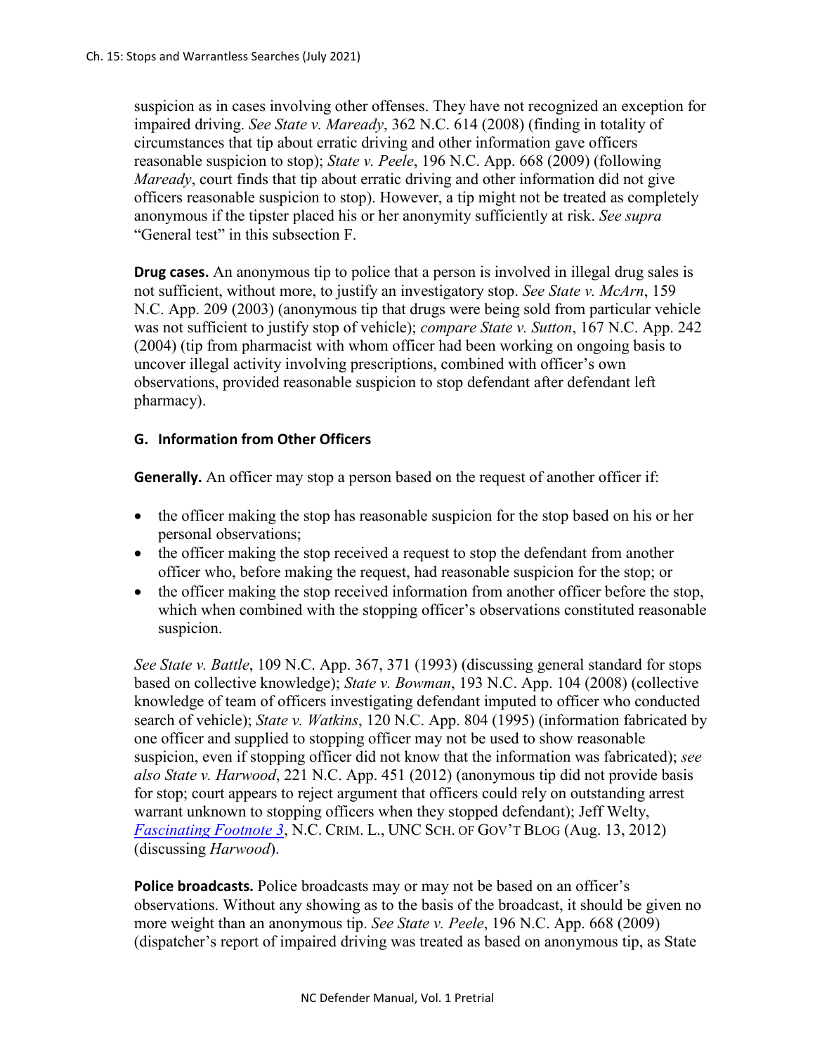suspicion as in cases involving other offenses. They have not recognized an exception for impaired driving. *See State v. Maready*, 362 N.C. 614 (2008) (finding in totality of circumstances that tip about erratic driving and other information gave officers reasonable suspicion to stop); *State v. Peele*, 196 N.C. App. 668 (2009) (following *Maready*, court finds that tip about erratic driving and other information did not give officers reasonable suspicion to stop). However, a tip might not be treated as completely anonymous if the tipster placed his or her anonymity sufficiently at risk. *See supra* "General test" in this subsection F.

**Drug cases.** An anonymous tip to police that a person is involved in illegal drug sales is not sufficient, without more, to justify an investigatory stop. *See State v. McArn*, 159 N.C. App. 209 (2003) (anonymous tip that drugs were being sold from particular vehicle was not sufficient to justify stop of vehicle); *compare State v. Sutton*, 167 N.C. App. 242 (2004) (tip from pharmacist with whom officer had been working on ongoing basis to uncover illegal activity involving prescriptions, combined with officer's own observations, provided reasonable suspicion to stop defendant after defendant left pharmacy).

### G. Information from Other Officers

**Generally.** An officer may stop a person based on the request of another officer if:

- the officer making the stop has reasonable suspicion for the stop based on his or her personal observations;
- the officer making the stop received a request to stop the defendant from another officer who, before making the request, had reasonable suspicion for the stop; or
- the officer making the stop received information from another officer before the stop, which when combined with the stopping officer's observations constituted reasonable suspicion.

*See State v. Battle*, 109 N.C. App. 367, 371 (1993) (discussing general standard for stops based on collective knowledge); *State v. Bowman*, 193 N.C. App. 104 (2008) (collective knowledge of team of officers investigating defendant imputed to officer who conducted search of vehicle); *State v. Watkins*, 120 N.C. App. 804 (1995) (information fabricated by one officer and supplied to stopping officer may not be used to show reasonable suspicion, even if stopping officer did not know that the information was fabricated); *see also State v. Harwood*, 221 N.C. App. 451 (2012) (anonymous tip did not provide basis for stop; court appears to reject argument that officers could rely on outstanding arrest warrant unknown to stopping officers when they stopped defendant); Jeff Welty, *Fascinating Footnote 3*, N.C. CRIM. L., UNC SCH. OF GOV'T BLOG (Aug. 13, 2012) (discussing *Harwood*).

**Police broadcasts.** Police broadcasts may or may not be based on an officer's observations. Without any showing as to the basis of the broadcast, it should be given no more weight than an anonymous tip. *See State v. Peele*, 196 N.C. App. 668 (2009) (dispatcher's report of impaired driving was treated as based on anonymous tip, as State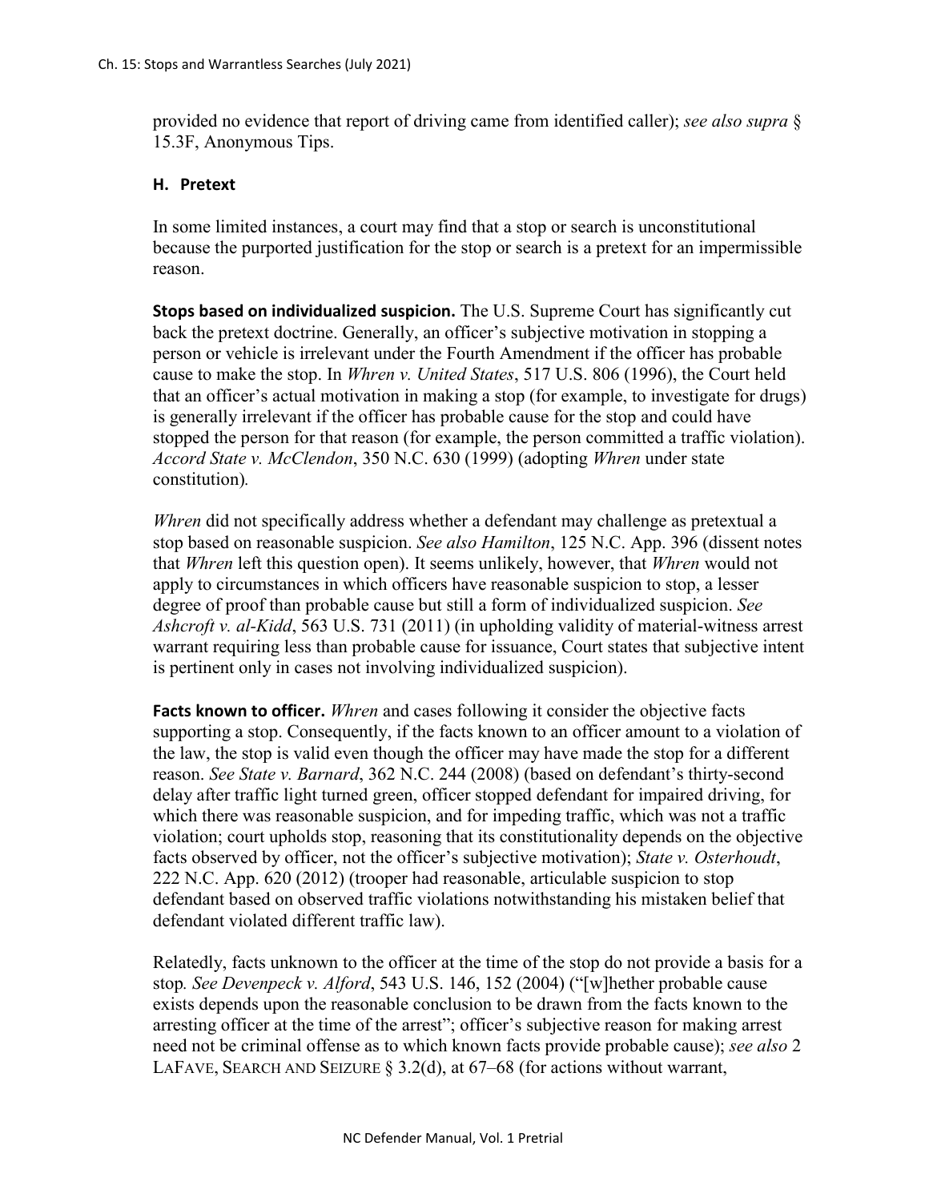provided no evidence that report of driving came from identified caller); *see also supra* § 15.3F, Anonymous Tips.

### H. Pretext

In some limited instances, a court may find that a stop or search is unconstitutional because the purported justification for the stop or search is a pretext for an impermissible reason.

**Stops based on individualized suspicion.** The U.S. Supreme Court has significantly cut back the pretext doctrine. Generally, an officer's subjective motivation in stopping a person or vehicle is irrelevant under the Fourth Amendment if the officer has probable cause to make the stop. In *Whren v. United States*, 517 U.S. 806 (1996), the Court held that an officer's actual motivation in making a stop (for example, to investigate for drugs) is generally irrelevant if the officer has probable cause for the stop and could have stopped the person for that reason (for example, the person committed a traffic violation). *Accord State v. McClendon*, 350 N.C. 630 (1999) (adopting *Whren* under state constitution).

*Whren* did not specifically address whether a defendant may challenge as pretextual a stop based on reasonable suspicion. *See also Hamilton*, 125 N.C. App. 396 (dissent notes that *Whren* left this question open). It seems unlikely, however, that *Whren* would not apply to circumstances in which officers have reasonable suspicion to stop, a lesser degree of proof than probable cause but still a form of individualized suspicion. *See Ashcroft v. al-Kidd*, 563 U.S. 731 (2011) (in upholding validity of material-witness arrest warrant requiring less than probable cause for issuance, Court states that subjective intent is pertinent only in cases not involving individualized suspicion).

**Facts known to officer.** *Whren* and cases following it consider the objective facts supporting a stop. Consequently, if the facts known to an officer amount to a violation of the law, the stop is valid even though the officer may have made the stop for a different reason. *See State v. Barnard*, 362 N.C. 244 (2008) (based on defendant's thirty-second delay after traffic light turned green, officer stopped defendant for impaired driving, for which there was reasonable suspicion, and for impeding traffic, which was not a traffic violation; court upholds stop, reasoning that its constitutionality depends on the objective facts observed by officer, not the officer's subjective motivation); *State v. Osterhoudt*, 222 N.C. App. 620 (2012) (trooper had reasonable, articulable suspicion to stop defendant based on observed traffic violations notwithstanding his mistaken belief that defendant violated different traffic law).

Relatedly, facts unknown to the officer at the time of the stop do not provide a basis for a stop*. See Devenpeck v. Alford*, 543 U.S. 146, 152 (2004) ("[w]hether probable cause exists depends upon the reasonable conclusion to be drawn from the facts known to the arresting officer at the time of the arrest"; officer's subjective reason for making arrest need not be criminal offense as to which known facts provide probable cause); *see also* 2 LAFAVE, SEARCH AND SEIZURE § 3.2(d), at 67–68 (for actions without warrant,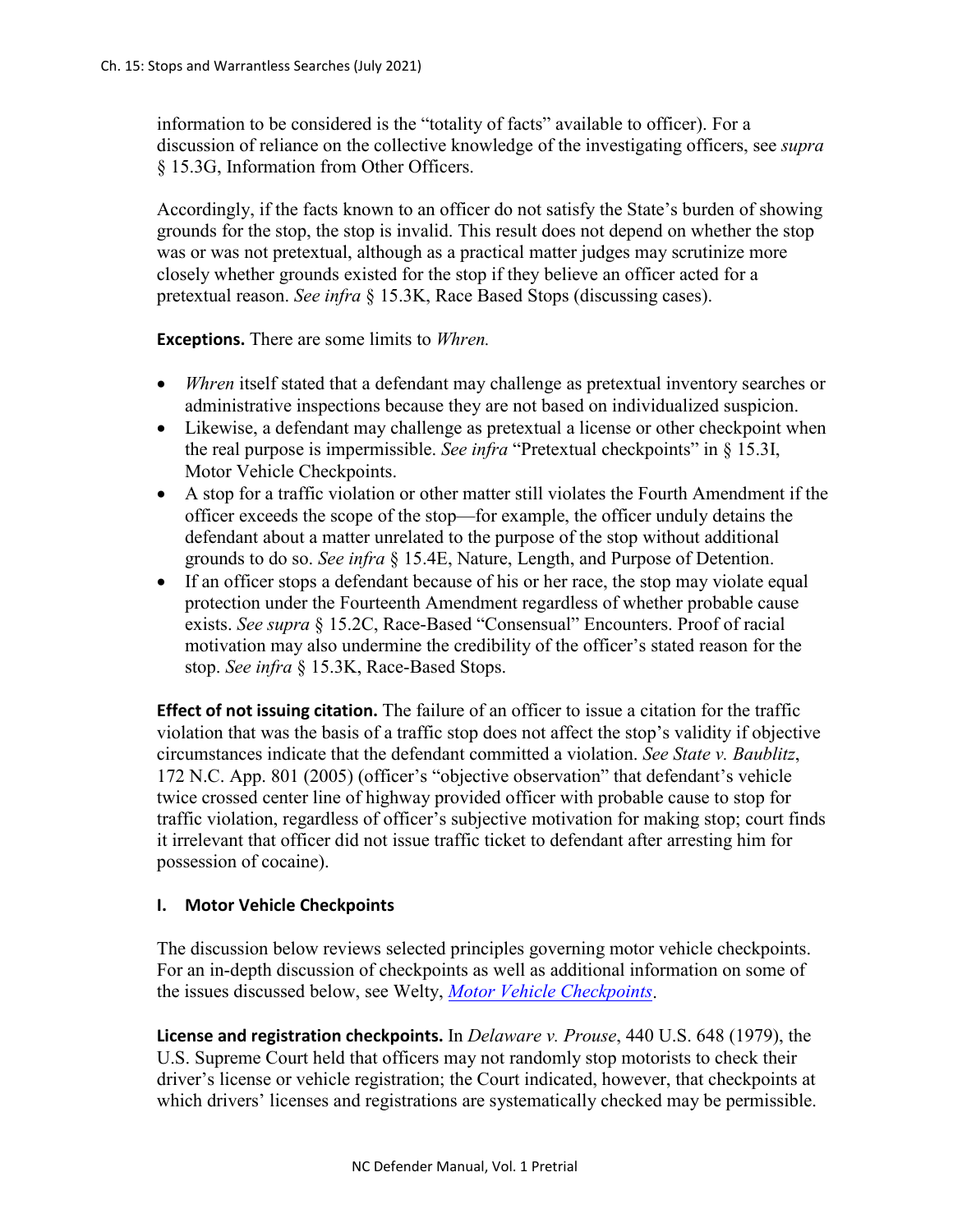information to be considered is the "totality of facts" available to officer). For a discussion of reliance on the collective knowledge of the investigating officers, see *supra* § 15.3G, Information from Other Officers.

Accordingly, if the facts known to an officer do not satisfy the State's burden of showing grounds for the stop, the stop is invalid. This result does not depend on whether the stop was or was not pretextual, although as a practical matter judges may scrutinize more closely whether grounds existed for the stop if they believe an officer acted for a pretextual reason. *See infra* § 15.3K, Race Based Stops (discussing cases).

**Exceptions.** There are some limits to *Whren.*

- *Whren* itself stated that a defendant may challenge as pretextual inventory searches or administrative inspections because they are not based on individualized suspicion.
- Likewise, a defendant may challenge as pretextual a license or other checkpoint when the real purpose is impermissible. *See infra* "Pretextual checkpoints" in § 15.3I, Motor Vehicle Checkpoints.
- A stop for a traffic violation or other matter still violates the Fourth Amendment if the officer exceeds the scope of the stop—for example, the officer unduly detains the defendant about a matter unrelated to the purpose of the stop without additional grounds to do so. *See infra* § 15.4E, Nature, Length, and Purpose of Detention.
- If an officer stops a defendant because of his or her race, the stop may violate equal protection under the Fourteenth Amendment regardless of whether probable cause exists. *See supra* § 15.2C, Race-Based "Consensual" Encounters. Proof of racial motivation may also undermine the credibility of the officer's stated reason for the stop. *See infra* § 15.3K, Race-Based Stops.

**Effect of not issuing citation.** The failure of an officer to issue a citation for the traffic violation that was the basis of a traffic stop does not affect the stop's validity if objective circumstances indicate that the defendant committed a violation. *See State v. Baublitz*, 172 N.C. App. 801 (2005) (officer's "objective observation" that defendant's vehicle twice crossed center line of highway provided officer with probable cause to stop for traffic violation, regardless of officer's subjective motivation for making stop; court finds it irrelevant that officer did not issue traffic ticket to defendant after arresting him for possession of cocaine).

### I. Motor Vehicle Checkpoints

The discussion below reviews selected principles governing motor vehicle checkpoints. For an in-depth discussion of checkpoints as well as additional information on some of the issues discussed below, see Welty, *Motor Vehicle Checkpoints*.

**License and registration checkpoints.** In *Delaware v. Prouse*, 440 U.S. 648 (1979), the U.S. Supreme Court held that officers may not randomly stop motorists to check their driver's license or vehicle registration; the Court indicated, however, that checkpoints at which drivers' licenses and registrations are systematically checked may be permissible.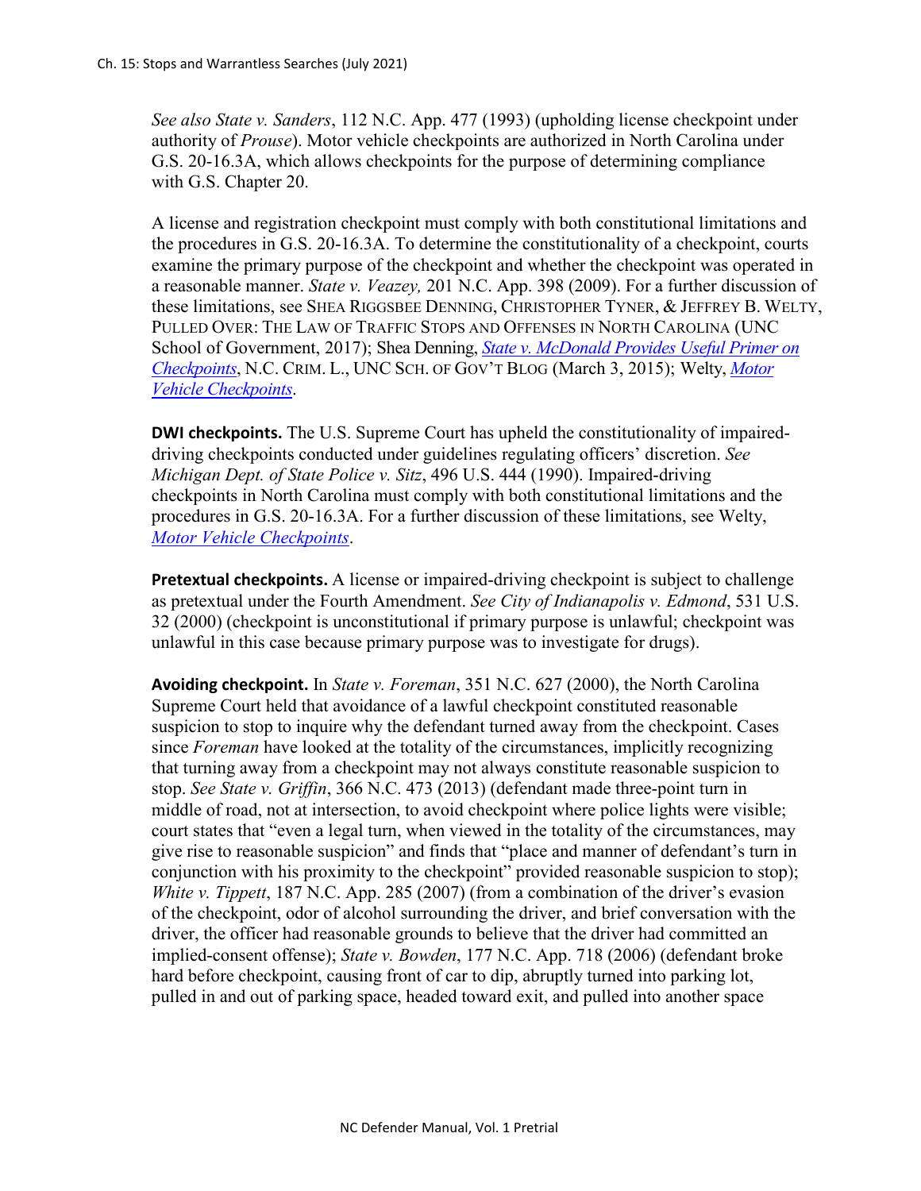*See also State v. Sanders*, 112 N.C. App. 477 (1993) (upholding license checkpoint under authority of *Prouse*). Motor vehicle checkpoints are authorized in North Carolina under G.S. 20-16.3A, which allows checkpoints for the purpose of determining compliance with G.S. Chapter 20.

A license and registration checkpoint must comply with both constitutional limitations and the procedures in G.S. 20-16.3A. To determine the constitutionality of a checkpoint, courts examine the primary purpose of the checkpoint and whether the checkpoint was operated in a reasonable manner. *State v. Veazey,* 201 N.C. App. 398 (2009). For a further discussion of these limitations, see SHEA RIGGSBEE DENNING, CHRISTOPHER TYNER, & JEFFREY B. WELTY, PULLED OVER: THE LAW OF TRAFFIC STOPS AND OFFENSES IN NORTH CAROLINA (UNC School of Government, 2017); Shea Denning, *State v. McDonald Provides Useful Primer on Checkpoints*, N.C. CRIM. L., UNC SCH. OF GOV'T BLOG (March 3, 2015); Welty, *Motor Vehicle Checkpoints*.

**DWI checkpoints.** The U.S. Supreme Court has upheld the constitutionality of impaired-driving checkpoints conducted under guidelines regulating officers' discretion. *See Michigan Dept. of State Police v. Sitz*, 496 U.S. 444 (1990). Impaired-driving checkpoints in North Carolina must comply with both constitutional limitations and the procedures in G.S. 20-16.3A. For a further discussion of these limitations, see Welty, *Motor Vehicle Checkpoints*.

**Pretextual checkpoints.** A license or impaired-driving checkpoint is subject to challenge as pretextual under the Fourth Amendment. *See City of Indianapolis v. Edmond*, 531 U.S. 32 (2000) (checkpoint is unconstitutional if primary purpose is unlawful; checkpoint was unlawful in this case because primary purpose was to investigate for drugs).

**Avoiding checkpoint.** In *State v. Foreman*, 351 N.C. 627 (2000), the North Carolina Supreme Court held that avoidance of a lawful checkpoint constituted reasonable suspicion to stop to inquire why the defendant turned away from the checkpoint. Cases since *Foreman* have looked at the totality of the circumstances, implicitly recognizing that turning away from a checkpoint may not always constitute reasonable suspicion to stop. *See State v. Griffin*, 366 N.C. 473 (2013) (defendant made three-point turn in middle of road, not at intersection, to avoid checkpoint where police lights were visible; court states that "even a legal turn, when viewed in the totality of the circumstances, may give rise to reasonable suspicion" and finds that "place and manner of defendant's turn in conjunction with his proximity to the checkpoint" provided reasonable suspicion to stop); *White v. Tippett*, 187 N.C. App. 285 (2007) (from a combination of the driver's evasion of the checkpoint, odor of alcohol surrounding the driver, and brief conversation with the driver, the officer had reasonable grounds to believe that the driver had committed an implied-consent offense); *State v. Bowden*, 177 N.C. App. 718 (2006) (defendant broke hard before checkpoint, causing front of car to dip, abruptly turned into parking lot, pulled in and out of parking space, headed toward exit, and pulled into another space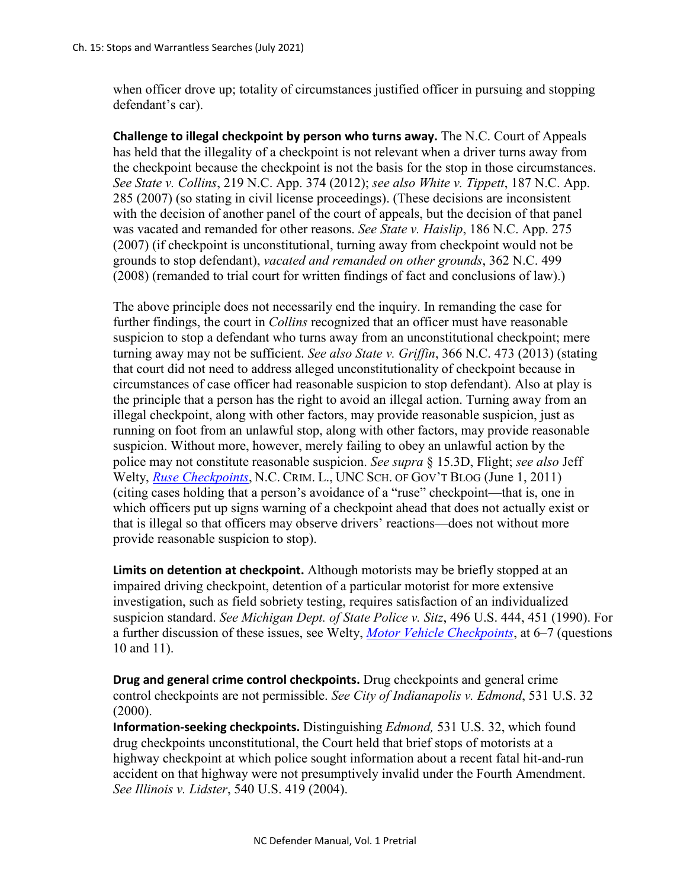when officer drove up; totality of circumstances justified officer in pursuing and stopping defendant's car).

**Challenge to illegal checkpoint by person who turns away.** The N.C. Court of Appeals has held that the illegality of a checkpoint is not relevant when a driver turns away from the checkpoint because the checkpoint is not the basis for the stop in those circumstances. *See State v. Collins*, 219 N.C. App. 374 (2012); *see also White v. Tippett*, 187 N.C. App. 285 (2007) (so stating in civil license proceedings). (These decisions are inconsistent with the decision of another panel of the court of appeals, but the decision of that panel was vacated and remanded for other reasons. *See State v. Haislip*, 186 N.C. App. 275 (2007) (if checkpoint is unconstitutional, turning away from checkpoint would not be grounds to stop defendant), *vacated and remanded on other grounds*, 362 N.C. 499 (2008) (remanded to trial court for written findings of fact and conclusions of law).)

The above principle does not necessarily end the inquiry. In remanding the case for further findings, the court in *Collins* recognized that an officer must have reasonable suspicion to stop a defendant who turns away from an unconstitutional checkpoint; mere turning away may not be sufficient. *See also State v. Griffin*, 366 N.C. 473 (2013) (stating that court did not need to address alleged unconstitutionality of checkpoint because in circumstances of case officer had reasonable suspicion to stop defendant). Also at play is the principle that a person has the right to avoid an illegal action. Turning away from an illegal checkpoint, along with other factors, may provide reasonable suspicion, just as running on foot from an unlawful stop, along with other factors, may provide reasonable suspicion. Without more, however, merely failing to obey an unlawful action by the police may not constitute reasonable suspicion. *See supra* § 15.3D, Flight; *see also* Jeff Welty, *Ruse Checkpoints*, N.C. CRIM. L., UNC SCH. OF GOV'T BLOG (June 1, 2011) (citing cases holding that a person's avoidance of a "ruse" checkpoint—that is, one in which officers put up signs warning of a checkpoint ahead that does not actually exist or that is illegal so that officers may observe drivers' reactions—does not without more provide reasonable suspicion to stop).

**Limits on detention at checkpoint.** Although motorists may be briefly stopped at an impaired driving checkpoint, detention of a particular motorist for more extensive investigation, such as field sobriety testing, requires satisfaction of an individualized suspicion standard. *See Michigan Dept. of State Police v. Sitz*, 496 U.S. 444, 451 (1990). For a further discussion of these issues, see Welty, *Motor Vehicle Checkpoints*, at 6–7 (questions 10 and 11).

**Drug and general crime control checkpoints.** Drug checkpoints and general crime control checkpoints are not permissible. *See City of Indianapolis v. Edmond*, 531 U.S. 32 (2000).

**Information-seeking checkpoints.** Distinguishing *Edmond,* 531 U.S. 32, which found drug checkpoints unconstitutional, the Court held that brief stops of motorists at a highway checkpoint at which police sought information about a recent fatal hit-and-run accident on that highway were not presumptively invalid under the Fourth Amendment. *See Illinois v. Lidster*, 540 U.S. 419 (2004).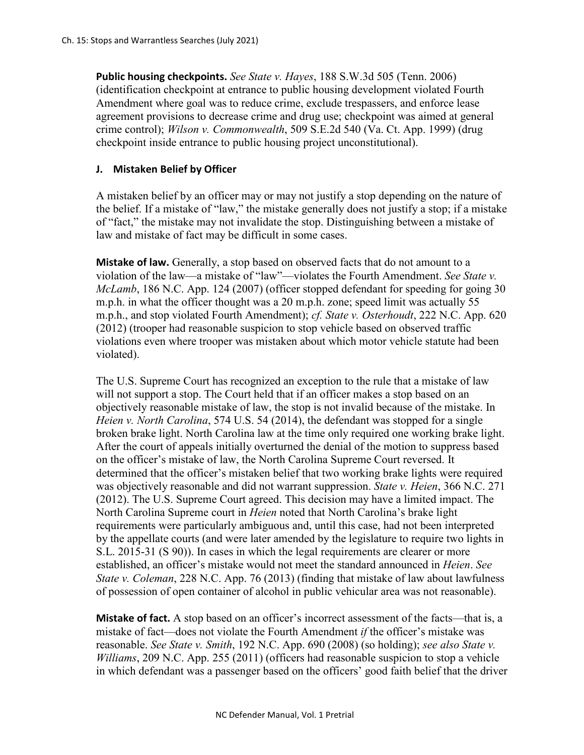**Public housing checkpoints.** *See State v. Hayes*, 188 S.W.3d 505 (Tenn. 2006) (identification checkpoint at entrance to public housing development violated Fourth Amendment where goal was to reduce crime, exclude trespassers, and enforce lease agreement provisions to decrease crime and drug use; checkpoint was aimed at general crime control); *Wilson v. Commonwealth*, 509 S.E.2d 540 (Va. Ct. App. 1999) (drug checkpoint inside entrance to public housing project unconstitutional).

### J. Mistaken Belief by Officer

A mistaken belief by an officer may or may not justify a stop depending on the nature of the belief. If a mistake of "law," the mistake generally does not justify a stop; if a mistake of "fact," the mistake may not invalidate the stop. Distinguishing between a mistake of law and mistake of fact may be difficult in some cases.

**Mistake of law.** Generally, a stop based on observed facts that do not amount to a violation of the law—a mistake of "law"—violates the Fourth Amendment. *See State v. McLamb*, 186 N.C. App. 124 (2007) (officer stopped defendant for speeding for going 30 m.p.h. in what the officer thought was a 20 m.p.h. zone; speed limit was actually 55 m.p.h., and stop violated Fourth Amendment); *cf. State v. Osterhoudt*, 222 N.C. App. 620 (2012) (trooper had reasonable suspicion to stop vehicle based on observed traffic violations even where trooper was mistaken about which motor vehicle statute had been violated).

The U.S. Supreme Court has recognized an exception to the rule that a mistake of law will not support a stop. The Court held that if an officer makes a stop based on an objectively reasonable mistake of law, the stop is not invalid because of the mistake. In *Heien v. North Carolina*, 574 U.S. 54 (2014), the defendant was stopped for a single broken brake light. North Carolina law at the time only required one working brake light. After the court of appeals initially overturned the denial of the motion to suppress based on the officer's mistake of law, the North Carolina Supreme Court reversed. It determined that the officer's mistaken belief that two working brake lights were required was objectively reasonable and did not warrant suppression. *State v. Heien*, 366 N.C. 271 (2012). The U.S. Supreme Court agreed. This decision may have a limited impact. The North Carolina Supreme court in *Heien* noted that North Carolina's brake light requirements were particularly ambiguous and, until this case, had not been interpreted by the appellate courts (and were later amended by the legislature to require two lights in S.L. 2015-31 (S 90)). In cases in which the legal requirements are clearer or more established, an officer's mistake would not meet the standard announced in *Heien*. *See State v. Coleman*, 228 N.C. App. 76 (2013) (finding that mistake of law about lawfulness of possession of open container of alcohol in public vehicular area was not reasonable).

**Mistake of fact.** A stop based on an officer's incorrect assessment of the facts—that is, a mistake of fact—does not violate the Fourth Amendment *if* the officer's mistake was reasonable. *See State v. Smith*, 192 N.C. App. 690 (2008) (so holding); *see also State v. Williams*, 209 N.C. App. 255 (2011) (officers had reasonable suspicion to stop a vehicle in which defendant was a passenger based on the officers' good faith belief that the driver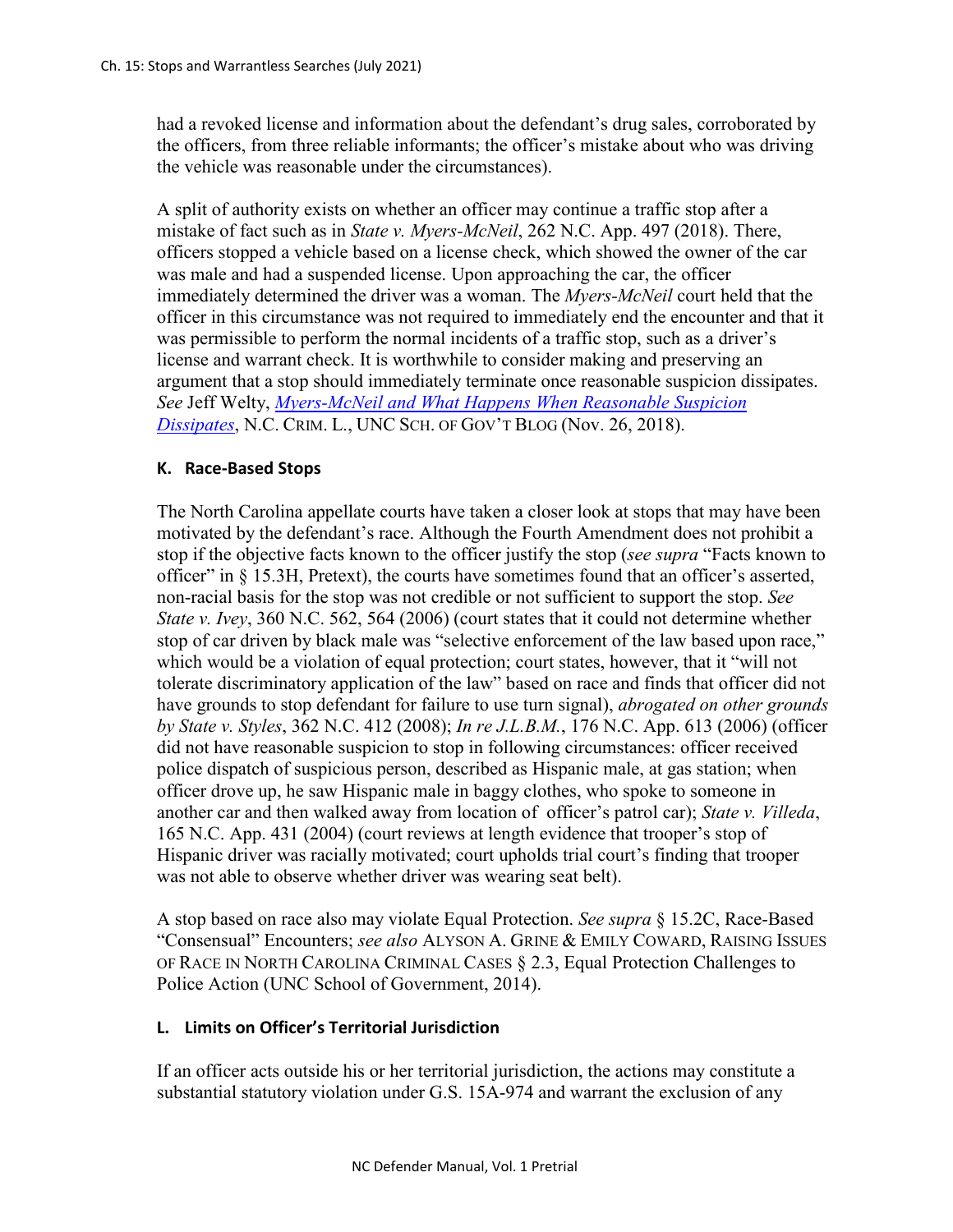had a revoked license and information about the defendant's drug sales, corroborated by the officers, from three reliable informants; the officer's mistake about who was driving the vehicle was reasonable under the circumstances).

A split of authority exists on whether an officer may continue a traffic stop after a mistake of fact such as in *State v. Myers-McNeil*, 262 N.C. App. 497 (2018). There, officers stopped a vehicle based on a license check, which showed the owner of the car was male and had a suspended license. Upon approaching the car, the officer immediately determined the driver was a woman. The *Myers-McNeil* court held that the officer in this circumstance was not required to immediately end the encounter and that it was permissible to perform the normal incidents of a traffic stop, such as a driver's license and warrant check. It is worthwhile to consider making and preserving an argument that a stop should immediately terminate once reasonable suspicion dissipates. *See* Jeff Welty, *Myers-McNeil and What Happens When Reasonable Suspicion Dissipates*, N.C. CRIM. L., UNC SCH. OF GOV'T BLOG (Nov. 26, 2018).

### K. Race-Based Stops

The North Carolina appellate courts have taken a closer look at stops that may have been motivated by the defendant's race. Although the Fourth Amendment does not prohibit a stop if the objective facts known to the officer justify the stop (*see supra* "Facts known to officer" in § 15.3H, Pretext), the courts have sometimes found that an officer's asserted, non-racial basis for the stop was not credible or not sufficient to support the stop. *See State v. Ivey*, 360 N.C. 562, 564 (2006) (court states that it could not determine whether stop of car driven by black male was "selective enforcement of the law based upon race," which would be a violation of equal protection; court states, however, that it "will not tolerate discriminatory application of the law" based on race and finds that officer did not have grounds to stop defendant for failure to use turn signal), *abrogated on other grounds by State v. Styles*, 362 N.C. 412 (2008); *In re J.L.B.M.*, 176 N.C. App. 613 (2006) (officer did not have reasonable suspicion to stop in following circumstances: officer received police dispatch of suspicious person, described as Hispanic male, at gas station; when officer drove up, he saw Hispanic male in baggy clothes, who spoke to someone in another car and then walked away from location of officer's patrol car); *State v. Villeda*, 165 N.C. App. 431 (2004) (court reviews at length evidence that trooper's stop of Hispanic driver was racially motivated; court upholds trial court's finding that trooper was not able to observe whether driver was wearing seat belt).

A stop based on race also may violate Equal Protection. *See supra* § 15.2C, Race-Based "Consensual" Encounters; *see also* ALYSON A. GRINE & EMILY COWARD, RAISING ISSUES OF RACE IN NORTH CAROLINA CRIMINAL CASES § 2.3, Equal Protection Challenges to Police Action (UNC School of Government, 2014).

### L. Limits on Officer's Territorial Jurisdiction

If an officer acts outside his or her territorial jurisdiction, the actions may constitute a substantial statutory violation under G.S. 15A-974 and warrant the exclusion of any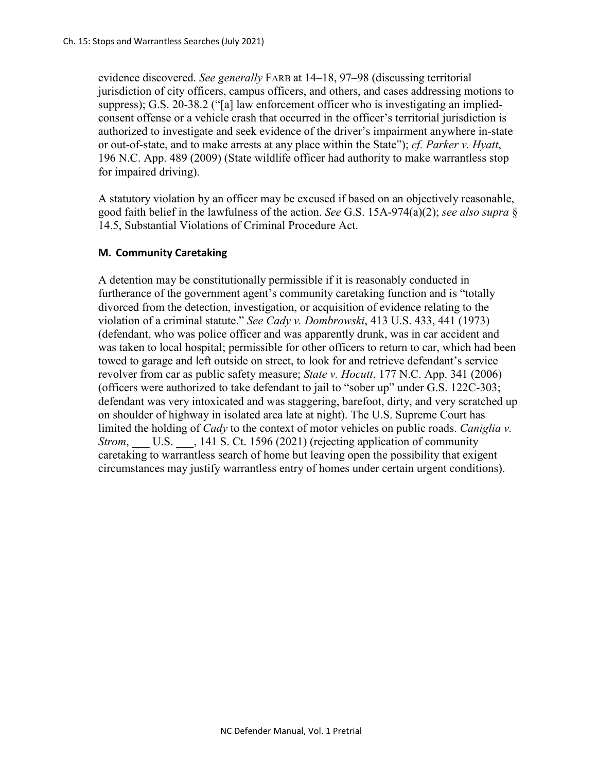evidence discovered. *See generally* FARB at 14–18, 97–98 (discussing territorial jurisdiction of city officers, campus officers, and others, and cases addressing motions to suppress); G.S. 20-38.2 ("[a] law enforcement officer who is investigating an implied-consent offense or a vehicle crash that occurred in the officer's territorial jurisdiction is authorized to investigate and seek evidence of the driver's impairment anywhere in-state or out-of-state, and to make arrests at any place within the State"); *cf. Parker v. Hyatt*, 196 N.C. App. 489 (2009) (State wildlife officer had authority to make warrantless stop for impaired driving).

A statutory violation by an officer may be excused if based on an objectively reasonable, good faith belief in the lawfulness of the action. *See* G.S. 15A-974(a)(2); *see also supra* § 14.5, Substantial Violations of Criminal Procedure Act.

### M. Community Caretaking

A detention may be constitutionally permissible if it is reasonably conducted in furtherance of the government agent's community caretaking function and is "totally divorced from the detection, investigation, or acquisition of evidence relating to the violation of a criminal statute." *See Cady v. Dombrowski*, 413 U.S. 433, 441 (1973) (defendant, who was police officer and was apparently drunk, was in car accident and was taken to local hospital; permissible for other officers to return to car, which had been towed to garage and left outside on street, to look for and retrieve defendant's service revolver from car as public safety measure; *State v. Hocutt*, 177 N.C. App. 341 (2006) (officers were authorized to take defendant to jail to "sober up" under G.S. 122C-303; defendant was very intoxicated and was staggering, barefoot, dirty, and very scratched up on shoulder of highway in isolated area late at night). The U.S. Supreme Court has limited the holding of *Cady* to the context of motor vehicles on public roads. *Caniglia v. Strom*, ___ U.S. ___, 141 S. Ct. 1596 (2021) (rejecting application of community caretaking to warrantless search of home but leaving open the possibility that exigent circumstances may justify warrantless entry of homes under certain urgent conditions).